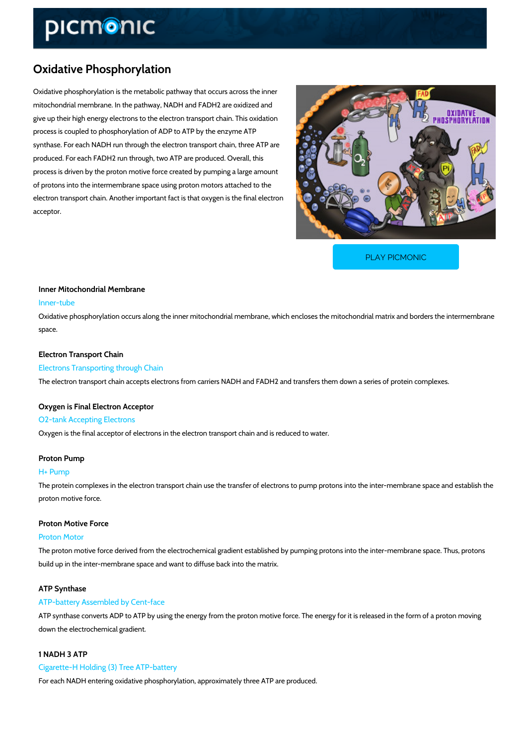# Oxidative Phosphorylation

Oxidative phosphorylation is the metabolic pathway that occurs across the inner mitochondrial membrane. In the pathway, NADH and FADH2 are oxidized and give up their high energy electrons to the electron transport chain. This oxidation process is coupled to phosphorylation of ADP to ATP by the enzyme ATP synthase. For each NADH run through the electron transport chain, three ATP are produced. For each FADH2 run through, two ATP are produced. Overall, this process is driven by the proton motive force created by pumping a large amount of protons into the intermembrane space using proton motors attached to the electron transport chain. Another important fact is that oxygen is the final electron acceptor.

PLAY PICMONIC

### Inner Mitochondrial Membrane

Inner-tube

Oxidative phosphorylation occurs along the inner mitochondrial membrane, which encloses the mitochondrial matrix and borders the intermembrane space.

### Electron Transport Chain

Electrons Transporting through Chain

The electron transport chain accepts electrons from carriers NADH and FADH2 and transfers them down a series of protein complexes.

### Oxygen is Final Electron Acceptor

O2-tank Accepting Electrons

Oxygen is the final acceptor of electrons in the electron transport chain and is reduced to water.

### Proton Pump

H+ Pump

The protein complexes in the electron transport chain use the transfer of electrons to pump protons into the inter-membrane space and establish the proton motive force.

### Proton Motive Force

Proton Motor

The proton motive force derived from the electrochemical gradient established by pumping protons into the inter-membrane space. Thus, protons build up in the inter-membrane space and want to diffuse back into the matrix.

### ATP Synthase

ATP-battery Assembled by Cent-face

ATP synthase converts ADP to ATP by using the energy from the proton motive force. The energy for it is released in the form of a proton moving down the electrochemical gradient.

### 1 NADH 3 ATP

Cigarette-H Holding (3) Tree ATP-battery

For each NADH entering oxidative phosphorylation, approximately three ATP are produced.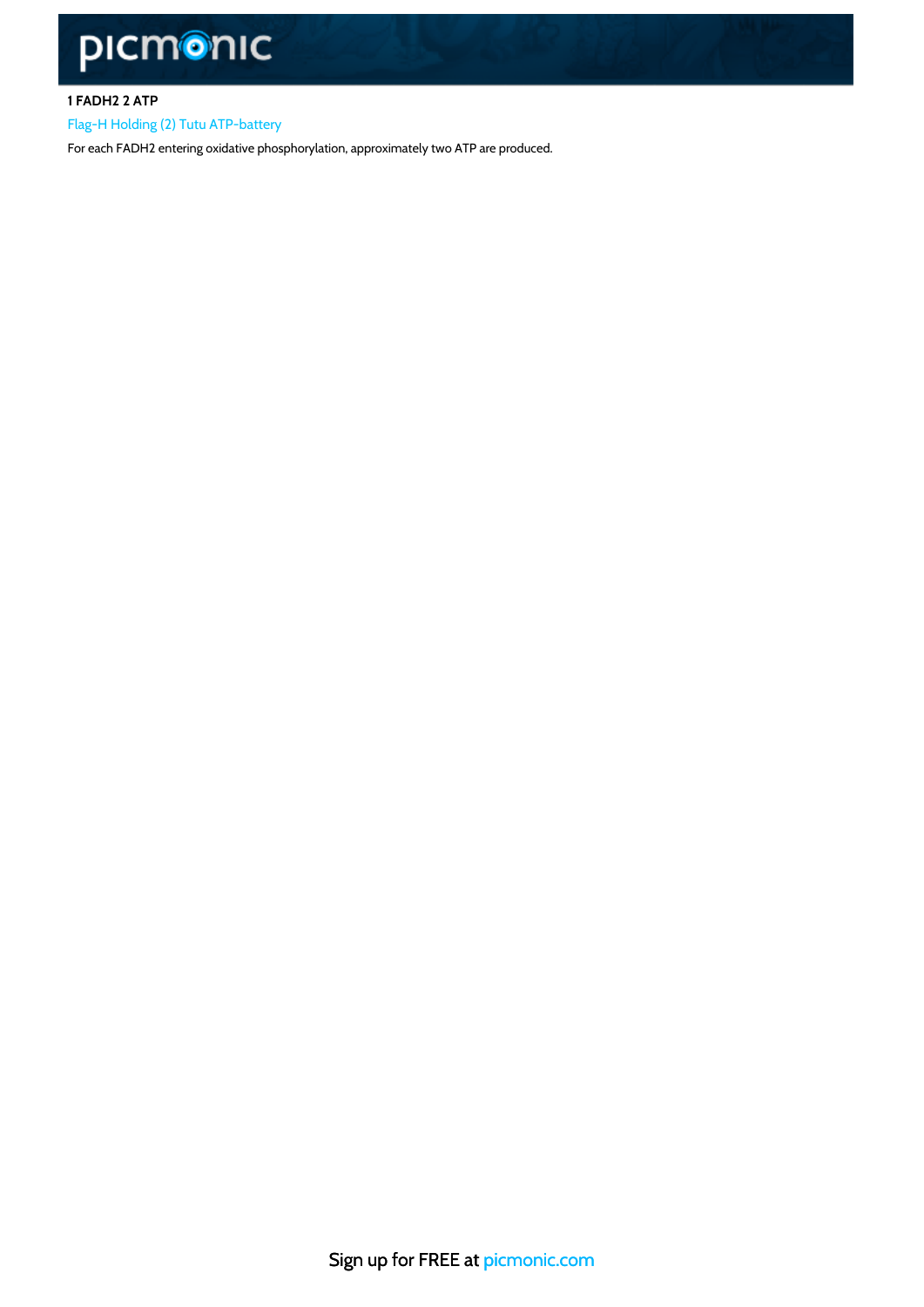**1 FADH2 2 ATP**

Flag-H Holding (2) Tutu ATP-battery

For each FADH2 entering oxidative phosphorylation, approximately two ATP are produced.